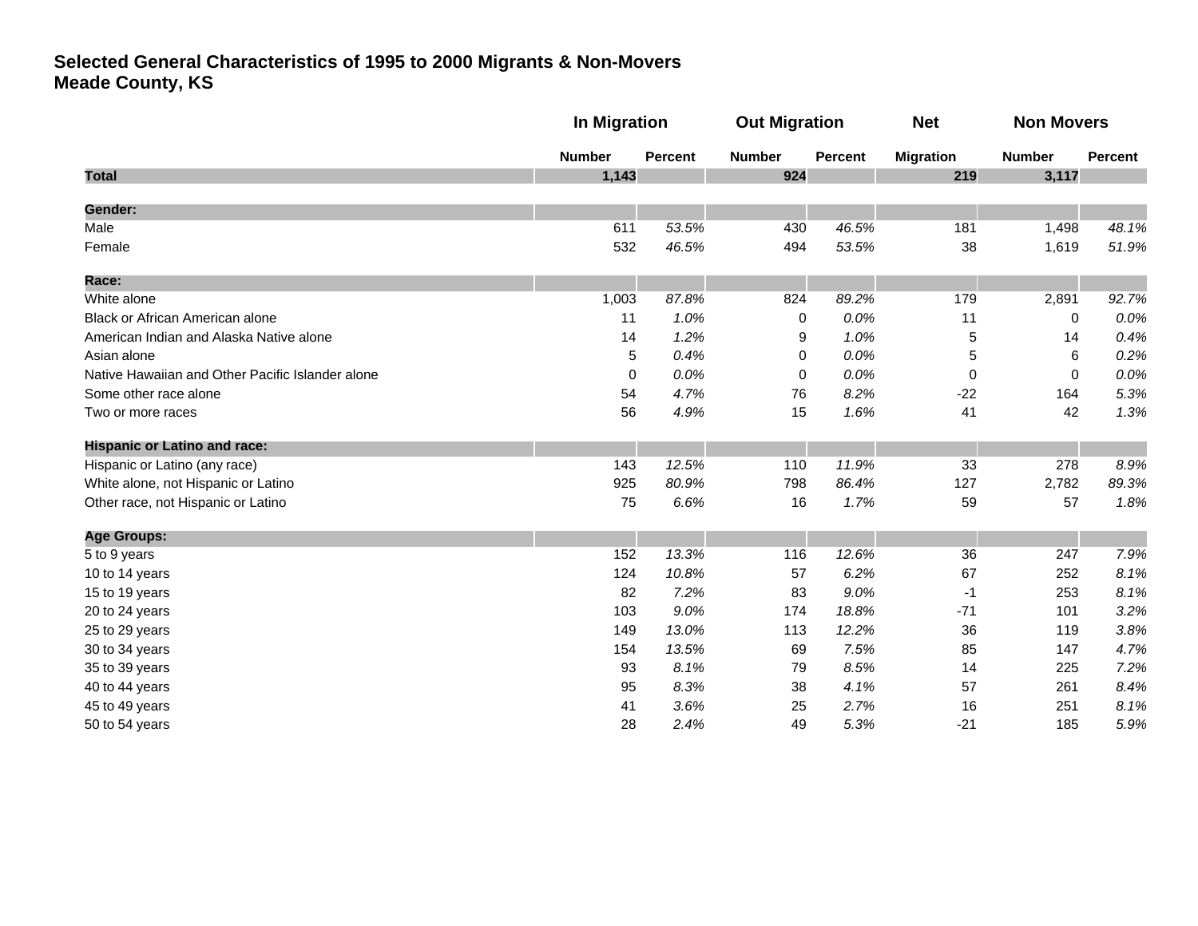# Selected General Characteristics of 1995 to 2000 Migrants & Non-Movers
## Meade County, KS

| | In Migration | | Out Migration | | Net | Non Movers | |
|---|---|---|---|---|---|---|---|
| | Number | Percent | Number | Percent | Migration | Number | Percent |
| **Total** | **1,143** | | **924** | | **219** | **3,117** | |
| **Gender:** | | | | | | | |
| Male | 611 | *53.5%* | 430 | *46.5%* | 181 | 1,498 | *48.1%* |
| Female | 532 | *46.5%* | 494 | *53.5%* | 38 | 1,619 | *51.9%* |
| **Race:** | | | | | | | |
| White alone | 1,003 | *87.8%* | 824 | *89.2%* | 179 | 2,891 | *92.7%* |
| Black or African American alone | 11 | *1.0%* | 0 | *0.0%* | 11 | 0 | *0.0%* |
| American Indian and Alaska Native alone | 14 | *1.2%* | 9 | *1.0%* | 5 | 14 | *0.4%* |
| Asian alone | 5 | *0.4%* | 0 | *0.0%* | 5 | 6 | *0.2%* |
| Native Hawaiian and Other Pacific Islander alone | 0 | *0.0%* | 0 | *0.0%* | 0 | 0 | *0.0%* |
| Some other race alone | 54 | *4.7%* | 76 | *8.2%* | -22 | 164 | *5.3%* |
| Two or more races | 56 | *4.9%* | 15 | *1.6%* | 41 | 42 | *1.3%* |
| **Hispanic or Latino and race:** | | | | | | | |
| Hispanic or Latino (any race) | 143 | *12.5%* | 110 | *11.9%* | 33 | 278 | *8.9%* |
| White alone, not Hispanic or Latino | 925 | *80.9%* | 798 | *86.4%* | 127 | 2,782 | *89.3%* |
| Other race, not Hispanic or Latino | 75 | *6.6%* | 16 | *1.7%* | 59 | 57 | *1.8%* |
| **Age Groups:** | | | | | | | |
| 5 to 9 years | 152 | *13.3%* | 116 | *12.6%* | 36 | 247 | *7.9%* |
| 10 to 14 years | 124 | *10.8%* | 57 | *6.2%* | 67 | 252 | *8.1%* |
| 15 to 19 years | 82 | *7.2%* | 83 | *9.0%* | -1 | 253 | *8.1%* |
| 20 to 24 years | 103 | *9.0%* | 174 | *18.8%* | -71 | 101 | *3.2%* |
| 25 to 29 years | 149 | *13.0%* | 113 | *12.2%* | 36 | 119 | *3.8%* |
| 30 to 34 years | 154 | *13.5%* | 69 | *7.5%* | 85 | 147 | *4.7%* |
| 35 to 39 years | 93 | *8.1%* | 79 | *8.5%* | 14 | 225 | *7.2%* |
| 40 to 44 years | 95 | *8.3%* | 38 | *4.1%* | 57 | 261 | *8.4%* |
| 45 to 49 years | 41 | *3.6%* | 25 | *2.7%* | 16 | 251 | *8.1%* |
| 50 to 54 years | 28 | *2.4%* | 49 | *5.3%* | -21 | 185 | *5.9%* |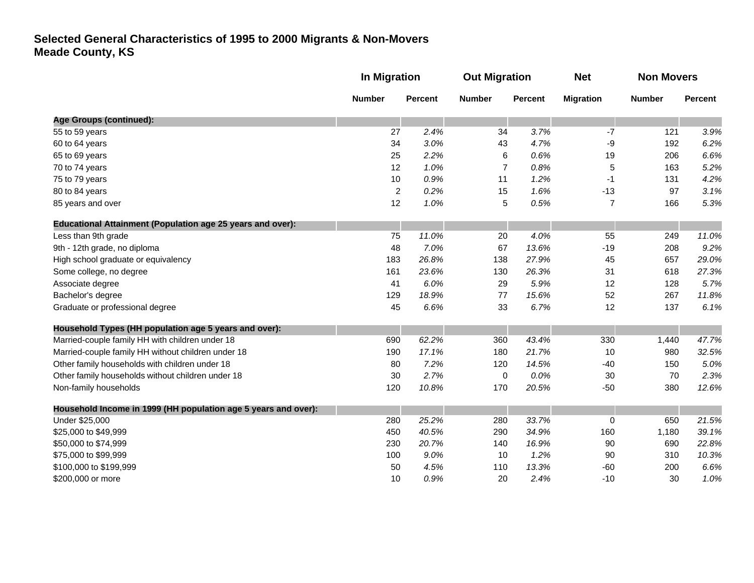**Selected General Characteristics of 1995 to 2000 Migrants & Non-Movers**
**Meade County, KS**

| | In Migration | | Out Migration | | Net | Non Movers | |
|---|---|---|---|---|---|---|---|
| | Number | Percent | Number | Percent | Migration | Number | Percent |
| **Age Groups (continued):** | | | | | | | |
| 55 to 59 years | 27 | *2.4%* | 34 | *3.7%* | -7 | 121 | *3.9%* |
| 60 to 64 years | 34 | *3.0%* | 43 | *4.7%* | -9 | 192 | *6.2%* |
| 65 to 69 years | 25 | *2.2%* | 6 | *0.6%* | 19 | 206 | *6.6%* |
| 70 to 74 years | 12 | *1.0%* | 7 | *0.8%* | 5 | 163 | *5.2%* |
| 75 to 79 years | 10 | *0.9%* | 11 | *1.2%* | -1 | 131 | *4.2%* |
| 80 to 84 years | 2 | *0.2%* | 15 | *1.6%* | -13 | 97 | *3.1%* |
| 85 years and over | 12 | *1.0%* | 5 | *0.5%* | 7 | 166 | *5.3%* |
| **Educational Attainment (Population age 25 years and over):** | | | | | | | |
| Less than 9th grade | 75 | *11.0%* | 20 | *4.0%* | 55 | 249 | *11.0%* |
| 9th - 12th grade, no diploma | 48 | *7.0%* | 67 | *13.6%* | -19 | 208 | *9.2%* |
| High school graduate or equivalency | 183 | *26.8%* | 138 | *27.9%* | 45 | 657 | *29.0%* |
| Some college, no degree | 161 | *23.6%* | 130 | *26.3%* | 31 | 618 | *27.3%* |
| Associate degree | 41 | *6.0%* | 29 | *5.9%* | 12 | 128 | *5.7%* |
| Bachelor's degree | 129 | *18.9%* | 77 | *15.6%* | 52 | 267 | *11.8%* |
| Graduate or professional degree | 45 | *6.6%* | 33 | *6.7%* | 12 | 137 | *6.1%* |
| **Household Types (HH population age 5 years and over):** | | | | | | | |
| Married-couple family HH with children under 18 | 690 | *62.2%* | 360 | *43.4%* | 330 | 1,440 | *47.7%* |
| Married-couple family HH without children under 18 | 190 | *17.1%* | 180 | *21.7%* | 10 | 980 | *32.5%* |
| Other family households with children under 18 | 80 | *7.2%* | 120 | *14.5%* | -40 | 150 | *5.0%* |
| Other family households without children under 18 | 30 | *2.7%* | 0 | *0.0%* | 30 | 70 | *2.3%* |
| Non-family households | 120 | *10.8%* | 170 | *20.5%* | -50 | 380 | *12.6%* |
| **Household Income in 1999 (HH population age 5 years and over):** | | | | | | | |
| Under $25,000 | 280 | *25.2%* | 280 | *33.7%* | 0 | 650 | *21.5%* |
| $25,000 to $49,999 | 450 | *40.5%* | 290 | *34.9%* | 160 | 1,180 | *39.1%* |
| $50,000 to $74,999 | 230 | *20.7%* | 140 | *16.9%* | 90 | 690 | *22.8%* |
| $75,000 to $99,999 | 100 | *9.0%* | 10 | *1.2%* | 90 | 310 | *10.3%* |
| $100,000 to $199,999 | 50 | *4.5%* | 110 | *13.3%* | -60 | 200 | *6.6%* |
| $200,000 or more | 10 | *0.9%* | 20 | *2.4%* | -10 | 30 | *1.0%* |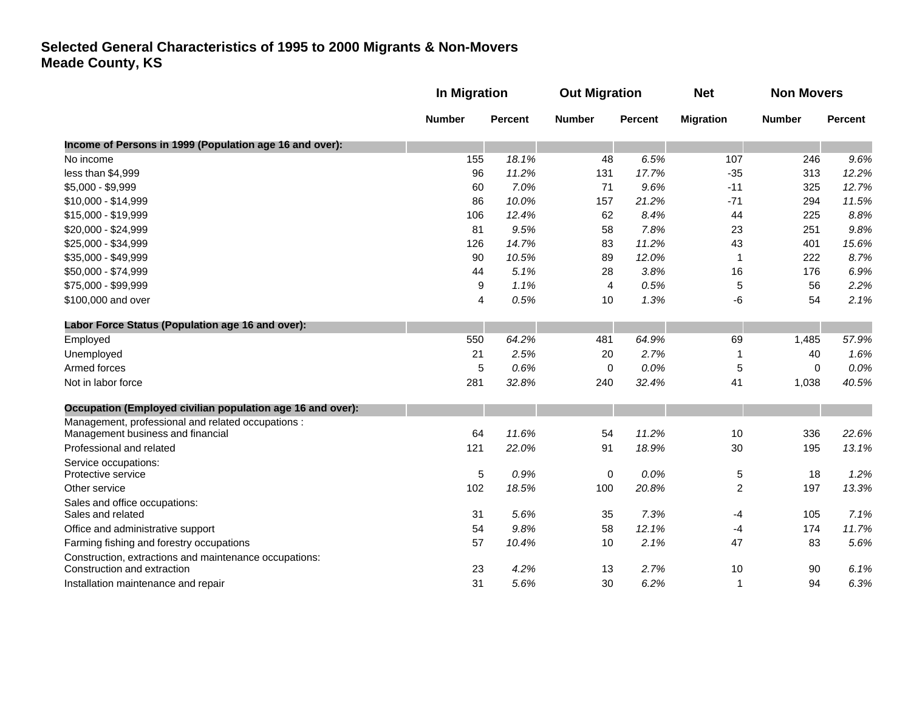# Selected General Characteristics of 1995 to 2000 Migrants & Non-Movers
## Meade County, KS

| | In Migration | | Out Migration | | Net | Non Movers | |
|---|---|---|---|---|---|---|---|
| | Number | Percent | Number | Percent | Migration | Number | Percent |
| **Income of Persons in 1999 (Population age 16 and over):** | | | | | | | |
| No income | 155 | *18.1%* | 48 | *6.5%* | 107 | 246 | *9.6%* |
| less than $4,999 | 96 | *11.2%* | 131 | *17.7%* | -35 | 313 | *12.2%* |
| $5,000 - $9,999 | 60 | *7.0%* | 71 | *9.6%* | -11 | 325 | *12.7%* |
| $10,000 - $14,999 | 86 | *10.0%* | 157 | *21.2%* | -71 | 294 | *11.5%* |
| $15,000 - $19,999 | 106 | *12.4%* | 62 | *8.4%* | 44 | 225 | *8.8%* |
| $20,000 - $24,999 | 81 | *9.5%* | 58 | *7.8%* | 23 | 251 | *9.8%* |
| $25,000 - $34,999 | 126 | *14.7%* | 83 | *11.2%* | 43 | 401 | *15.6%* |
| $35,000 - $49,999 | 90 | *10.5%* | 89 | *12.0%* | 1 | 222 | *8.7%* |
| $50,000 - $74,999 | 44 | *5.1%* | 28 | *3.8%* | 16 | 176 | *6.9%* |
| $75,000 - $99,999 | 9 | *1.1%* | 4 | *0.5%* | 5 | 56 | *2.2%* |
| $100,000 and over | 4 | *0.5%* | 10 | *1.3%* | -6 | 54 | *2.1%* |
| **Labor Force Status (Population age 16 and over):** | | | | | | | |
| Employed | 550 | *64.2%* | 481 | *64.9%* | 69 | 1,485 | *57.9%* |
| Unemployed | 21 | *2.5%* | 20 | *2.7%* | 1 | 40 | *1.6%* |
| Armed forces | 5 | *0.6%* | 0 | *0.0%* | 5 | 0 | *0.0%* |
| Not in labor force | 281 | *32.8%* | 240 | *32.4%* | 41 | 1,038 | *40.5%* |
| **Occupation (Employed civilian population age 16 and over):** | | | | | | | |
| Management, professional and related occupations : Management business and financial | 64 | *11.6%* | 54 | *11.2%* | 10 | 336 | *22.6%* |
| Professional and related | 121 | *22.0%* | 91 | *18.9%* | 30 | 195 | *13.1%* |
| Service occupations: Protective service | 5 | *0.9%* | 0 | *0.0%* | 5 | 18 | *1.2%* |
| Other service | 102 | *18.5%* | 100 | *20.8%* | 2 | 197 | *13.3%* |
| Sales and office occupations: Sales and related | 31 | *5.6%* | 35 | *7.3%* | -4 | 105 | *7.1%* |
| Office and administrative support | 54 | *9.8%* | 58 | *12.1%* | -4 | 174 | *11.7%* |
| Farming fishing and forestry occupations | 57 | *10.4%* | 10 | *2.1%* | 47 | 83 | *5.6%* |
| Construction, extractions and maintenance occupations: Construction and extraction | 23 | *4.2%* | 13 | *2.7%* | 10 | 90 | *6.1%* |
| Installation maintenance and repair | 31 | *5.6%* | 30 | *6.2%* | 1 | 94 | *6.3%* |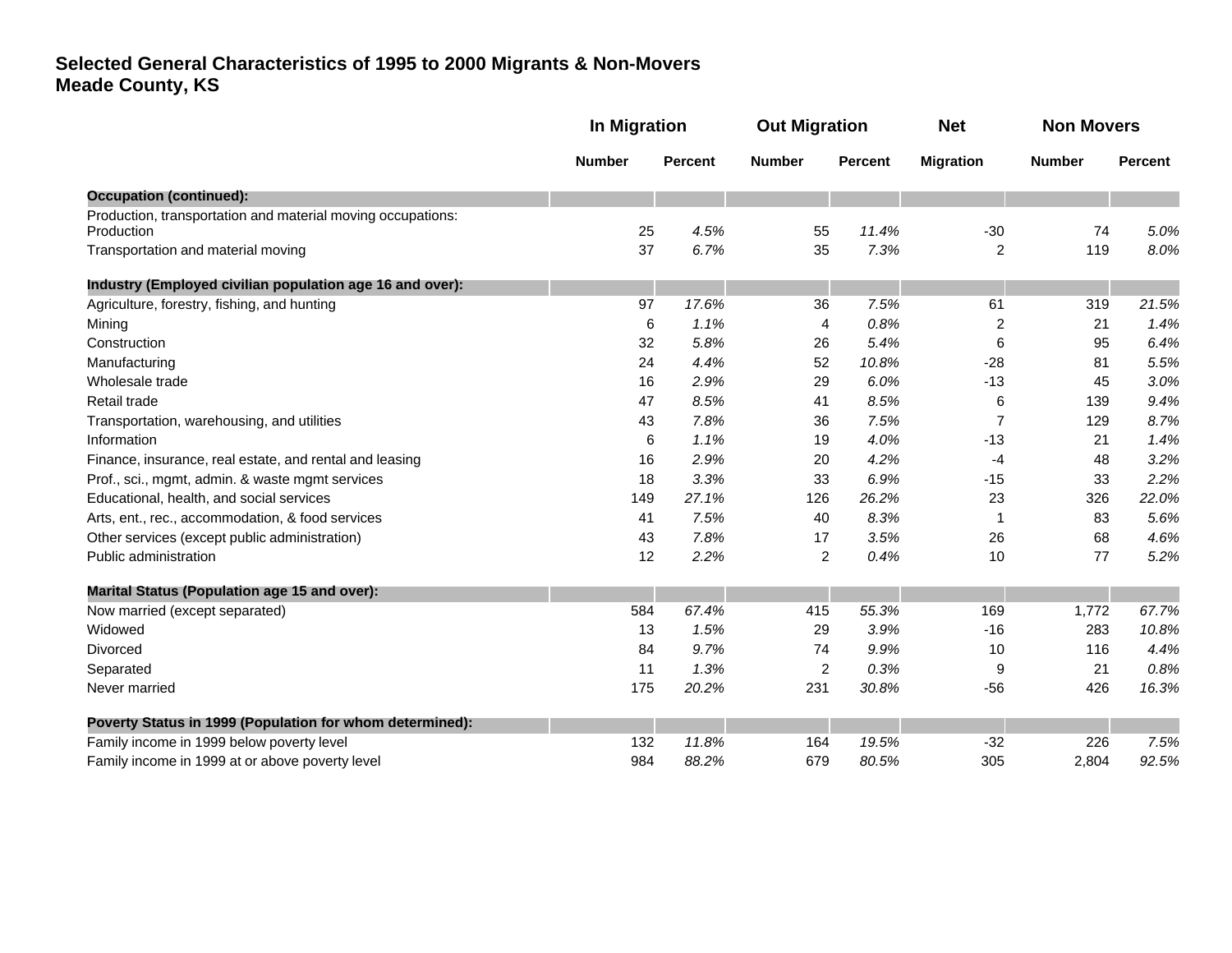# Selected General Characteristics of 1995 to 2000 Migrants & Non-Movers
# Meade County, KS

| | In Migration | | Out Migration | | Net | Non Movers | |
|---|---|---|---|---|---|---|---|
| | Number | Percent | Number | Percent | Migration | Number | Percent |
| **Occupation (continued):** | | | | | | | |
| Production, transportation and material moving occupations: | | | | | | | |
| Production | 25 | *4.5%* | 55 | *11.4%* | -30 | 74 | *5.0%* |
| Transportation and material moving | 37 | *6.7%* | 35 | *7.3%* | 2 | 119 | *8.0%* |
| **Industry (Employed civilian population age 16 and over):** | | | | | | | |
| Agriculture, forestry, fishing, and hunting | 97 | *17.6%* | 36 | *7.5%* | 61 | 319 | *21.5%* |
| Mining | 6 | *1.1%* | 4 | *0.8%* | 2 | 21 | *1.4%* |
| Construction | 32 | *5.8%* | 26 | *5.4%* | 6 | 95 | *6.4%* |
| Manufacturing | 24 | *4.4%* | 52 | *10.8%* | -28 | 81 | *5.5%* |
| Wholesale trade | 16 | *2.9%* | 29 | *6.0%* | -13 | 45 | *3.0%* |
| Retail trade | 47 | *8.5%* | 41 | *8.5%* | 6 | 139 | *9.4%* |
| Transportation, warehousing, and utilities | 43 | *7.8%* | 36 | *7.5%* | 7 | 129 | *8.7%* |
| Information | 6 | *1.1%* | 19 | *4.0%* | -13 | 21 | *1.4%* |
| Finance, insurance, real estate, and rental and leasing | 16 | *2.9%* | 20 | *4.2%* | -4 | 48 | *3.2%* |
| Prof., sci., mgmt, admin. & waste mgmt services | 18 | *3.3%* | 33 | *6.9%* | -15 | 33 | *2.2%* |
| Educational, health, and social services | 149 | *27.1%* | 126 | *26.2%* | 23 | 326 | *22.0%* |
| Arts, ent., rec., accommodation, & food services | 41 | *7.5%* | 40 | *8.3%* | 1 | 83 | *5.6%* |
| Other services (except public administration) | 43 | *7.8%* | 17 | *3.5%* | 26 | 68 | *4.6%* |
| Public administration | 12 | *2.2%* | 2 | *0.4%* | 10 | 77 | *5.2%* |
| **Marital Status (Population age 15 and over):** | | | | | | | |
| Now married (except separated) | 584 | *67.4%* | 415 | *55.3%* | 169 | 1,772 | *67.7%* |
| Widowed | 13 | *1.5%* | 29 | *3.9%* | -16 | 283 | *10.8%* |
| Divorced | 84 | *9.7%* | 74 | *9.9%* | 10 | 116 | *4.4%* |
| Separated | 11 | *1.3%* | 2 | *0.3%* | 9 | 21 | *0.8%* |
| Never married | 175 | *20.2%* | 231 | *30.8%* | -56 | 426 | *16.3%* |
| **Poverty Status in 1999 (Population for whom determined):** | | | | | | | |
| Family income in 1999 below poverty level | 132 | *11.8%* | 164 | *19.5%* | -32 | 226 | *7.5%* |
| Family income in 1999 at or above poverty level | 984 | *88.2%* | 679 | *80.5%* | 305 | 2,804 | *92.5%* |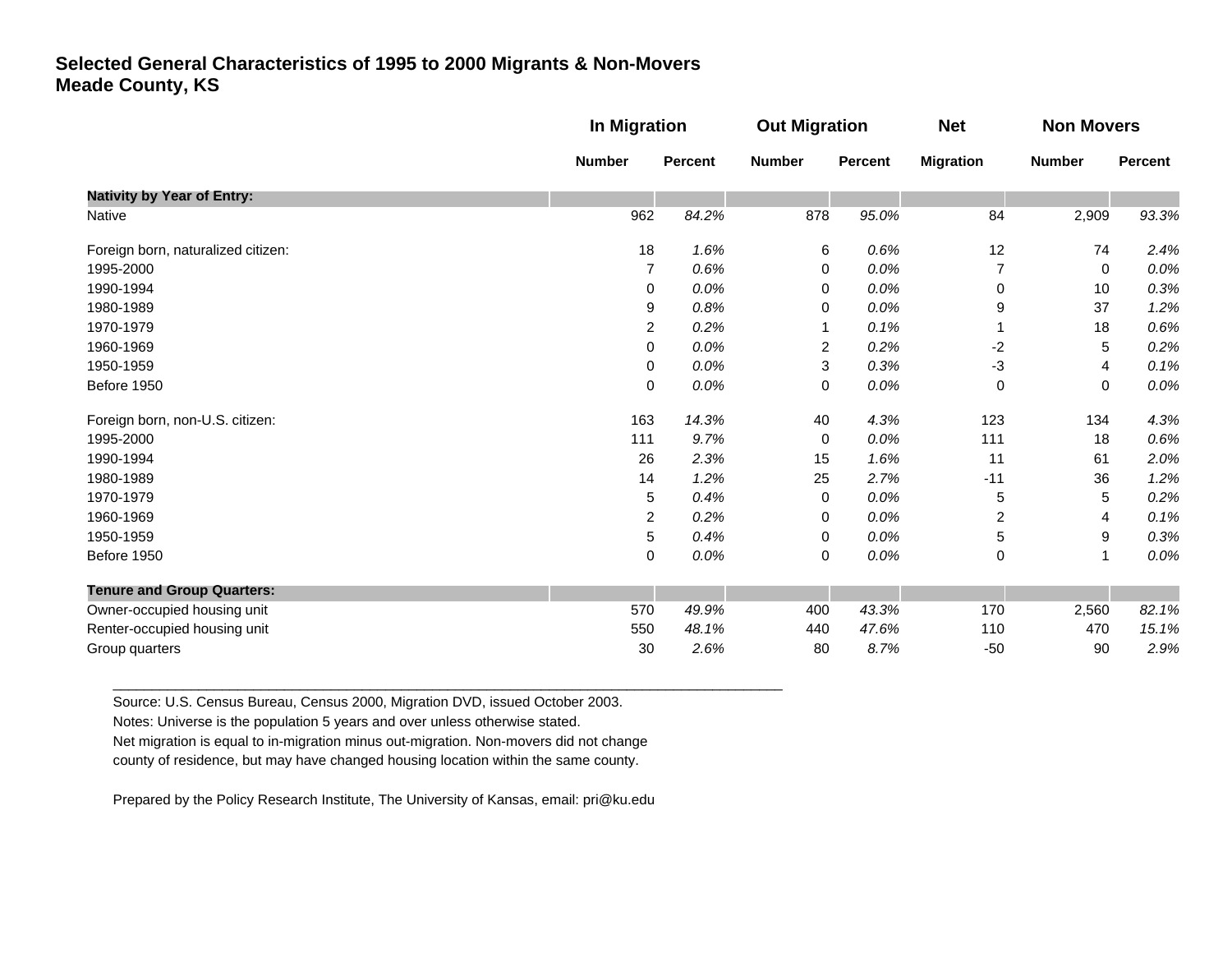# Selected General Characteristics of 1995 to 2000 Migrants & Non-Movers
## Meade County, KS

| | In Migration | | Out Migration | | Net | Non Movers | |
|---|---|---|---|---|---|---|---|
| | Number | Percent | Number | Percent | Migration | Number | Percent |
| **Nativity by Year of Entry:** | | | | | | | |
| Native | 962 | *84.2%* | 878 | *95.0%* | 84 | 2,909 | *93.3%* |
| Foreign born, naturalized citizen: | 18 | *1.6%* | 6 | *0.6%* | 12 | 74 | *2.4%* |
| 1995-2000 | 7 | *0.6%* | 0 | *0.0%* | 7 | 0 | *0.0%* |
| 1990-1994 | 0 | *0.0%* | 0 | *0.0%* | 0 | 10 | *0.3%* |
| 1980-1989 | 9 | *0.8%* | 0 | *0.0%* | 9 | 37 | *1.2%* |
| 1970-1979 | 2 | *0.2%* | 1 | *0.1%* | 1 | 18 | *0.6%* |
| 1960-1969 | 0 | *0.0%* | 2 | *0.2%* | -2 | 5 | *0.2%* |
| 1950-1959 | 0 | *0.0%* | 3 | *0.3%* | -3 | 4 | *0.1%* |
| Before 1950 | 0 | *0.0%* | 0 | *0.0%* | 0 | 0 | *0.0%* |
| Foreign born, non-U.S. citizen: | 163 | *14.3%* | 40 | *4.3%* | 123 | 134 | *4.3%* |
| 1995-2000 | 111 | *9.7%* | 0 | *0.0%* | 111 | 18 | *0.6%* |
| 1990-1994 | 26 | *2.3%* | 15 | *1.6%* | 11 | 61 | *2.0%* |
| 1980-1989 | 14 | *1.2%* | 25 | *2.7%* | -11 | 36 | *1.2%* |
| 1970-1979 | 5 | *0.4%* | 0 | *0.0%* | 5 | 5 | *0.2%* |
| 1960-1969 | 2 | *0.2%* | 0 | *0.0%* | 2 | 4 | *0.1%* |
| 1950-1959 | 5 | *0.4%* | 0 | *0.0%* | 5 | 9 | *0.3%* |
| Before 1950 | 0 | *0.0%* | 0 | *0.0%* | 0 | 1 | *0.0%* |
| **Tenure and Group Quarters:** | | | | | | | |
| Owner-occupied housing unit | 570 | *49.9%* | 400 | *43.3%* | 170 | 2,560 | *82.1%* |
| Renter-occupied housing unit | 550 | *48.1%* | 440 | *47.6%* | 110 | 470 | *15.1%* |
| Group quarters | 30 | *2.6%* | 80 | *8.7%* | -50 | 90 | *2.9%* |

Source: U.S. Census Bureau, Census 2000, Migration DVD, issued October 2003.
Notes: Universe is the population 5 years and over unless otherwise stated.
Net migration is equal to in-migration minus out-migration. Non-movers did not change county of residence, but may have changed housing location within the same county.

Prepared by the Policy Research Institute, The University of Kansas, email: pri@ku.edu